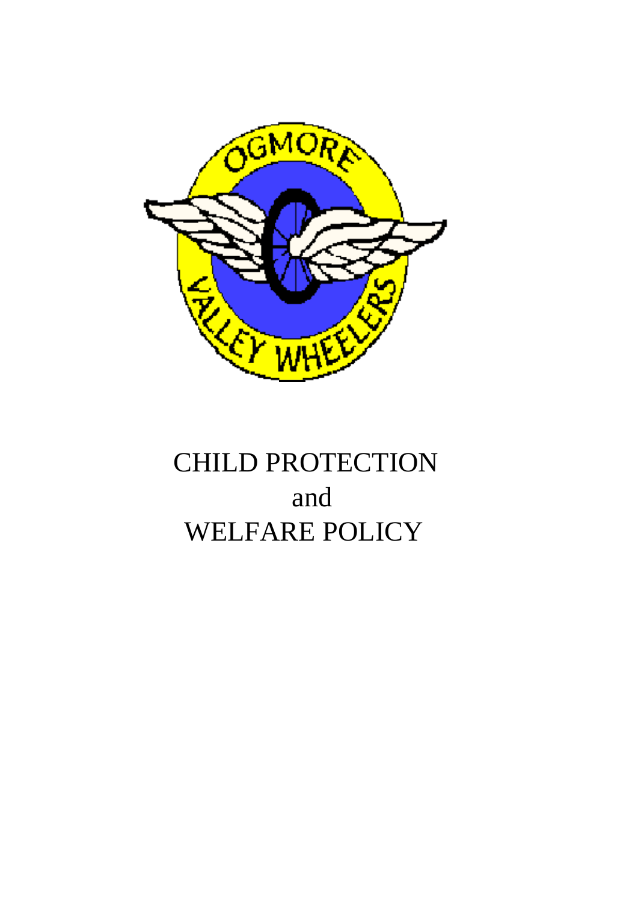# CHILD PROTECTION and WELFARE POLICY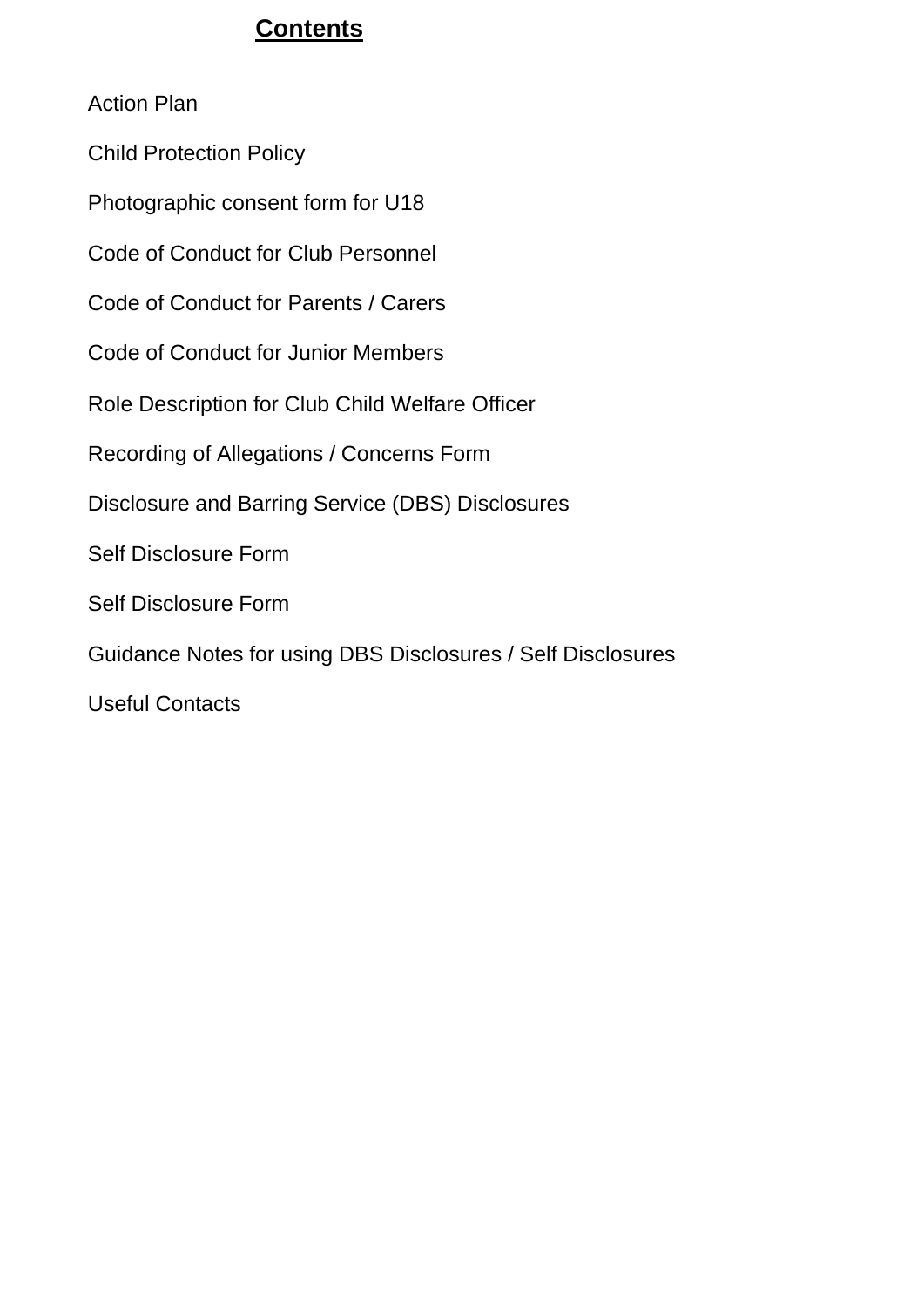# **Contents**

Action Plan

Child Protection Policy

Photographic consent form for U18

Code of Conduct for Club Personnel

Code of Conduct for Parents / Carers

Code of Conduct for Junior Members

Role Description for Club Child Welfare Officer

Recording of Allegations / Concerns Form

Disclosure and Barring Service (DBS) Disclosures

Self Disclosure Form

Self Disclosure Form

Guidance Notes for using DBS Disclosures / Self Disclosures

Useful Contacts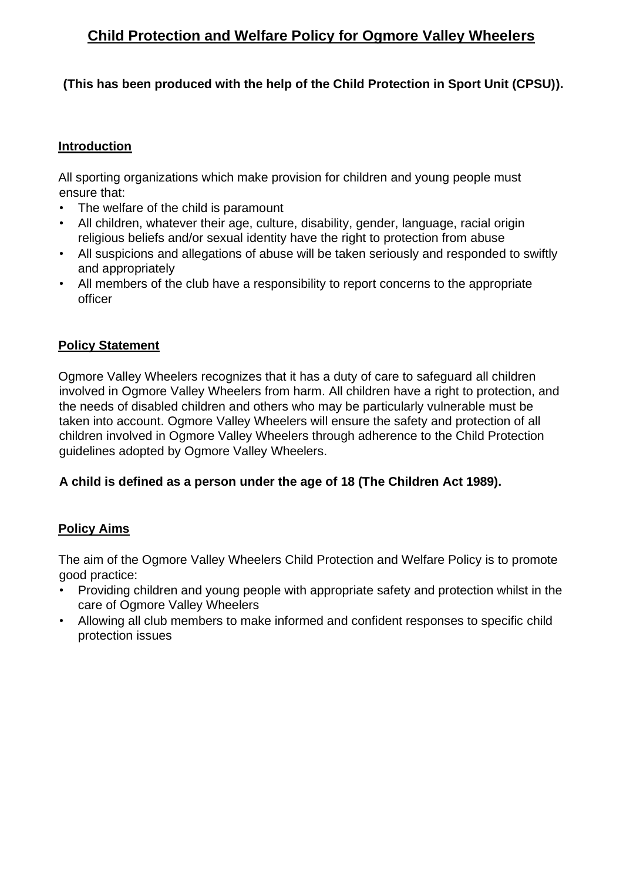# Child Protection and Welfare Policy for Ogmore Valley Wheelers

**(This has been produced with the help of the Child Protection in Sport Unit (CPSU)).**

## Introduction

All sporting organizations which make provision for children and young people must ensure that:

- The welfare of the child is paramount
- All children, whatever their age, culture, disability, gender, language, racial origin religious beliefs and/or sexual identity have the right to protection from abuse
- All suspicions and allegations of abuse will be taken seriously and responded to swiftly and appropriately
- All members of the club have a responsibility to report concerns to the appropriate officer

## Policy Statement

Ogmore Valley Wheelers recognizes that it has a duty of care to safeguard all children involved in Ogmore Valley Wheelers from harm. All children have a right to protection, and the needs of disabled children and others who may be particularly vulnerable must be taken into account. Ogmore Valley Wheelers will ensure the safety and protection of all children involved in Ogmore Valley Wheelers through adherence to the Child Protection guidelines adopted by Ogmore Valley Wheelers.

**A child is defined as a person under the age of 18 (The Children Act 1989).**

## Policy Aims

The aim of the Ogmore Valley Wheelers Child Protection and Welfare Policy is to promote good practice:

- Providing children and young people with appropriate safety and protection whilst in the care of Ogmore Valley Wheelers
- Allowing all club members to make informed and confident responses to specific child protection issues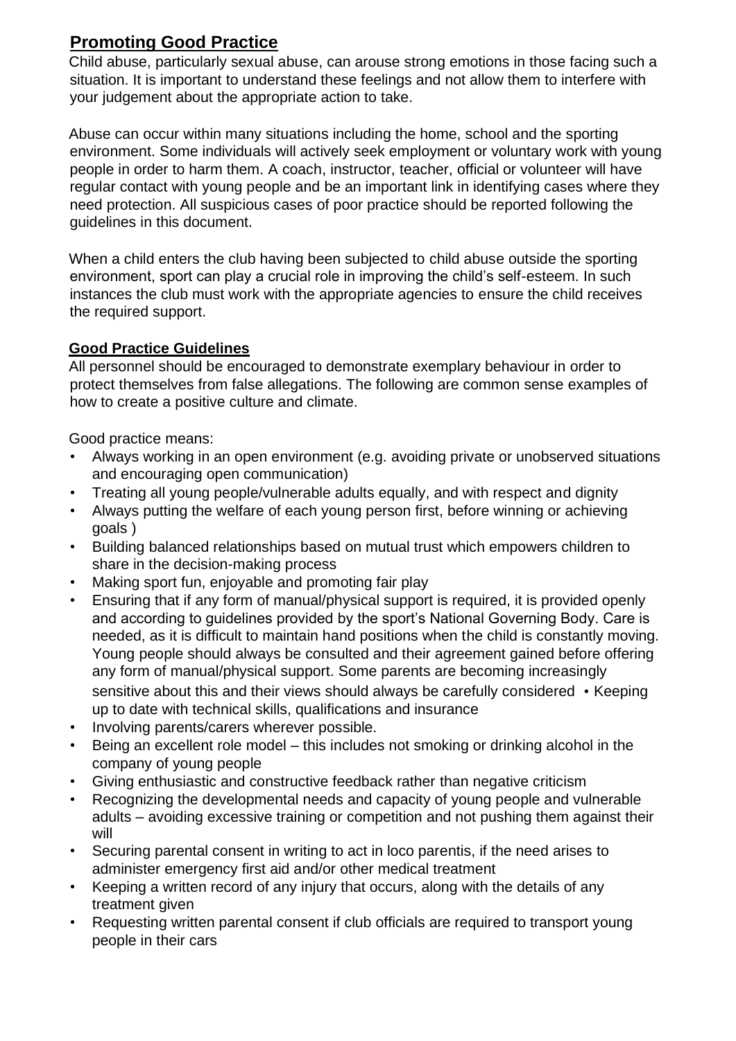## Promoting Good Practice

Child abuse, particularly sexual abuse, can arouse strong emotions in those facing such a situation. It is important to understand these feelings and not allow them to interfere with your judgement about the appropriate action to take.

Abuse can occur within many situations including the home, school and the sporting environment. Some individuals will actively seek employment or voluntary work with young people in order to harm them. A coach, instructor, teacher, official or volunteer will have regular contact with young people and be an important link in identifying cases where they need protection. All suspicious cases of poor practice should be reported following the guidelines in this document.

When a child enters the club having been subjected to child abuse outside the sporting environment, sport can play a crucial role in improving the child's self-esteem. In such instances the club must work with the appropriate agencies to ensure the child receives the required support.

### Good Practice Guidelines

All personnel should be encouraged to demonstrate exemplary behaviour in order to protect themselves from false allegations. The following are common sense examples of how to create a positive culture and climate.

Good practice means:

- Always working in an open environment (e.g. avoiding private or unobserved situations and encouraging open communication)
- Treating all young people/vulnerable adults equally, and with respect and dignity
- Always putting the welfare of each young person first, before winning or achieving goals )
- Building balanced relationships based on mutual trust which empowers children to share in the decision-making process
- Making sport fun, enjoyable and promoting fair play
- Ensuring that if any form of manual/physical support is required, it is provided openly and according to guidelines provided by the sport's National Governing Body. Care is needed, as it is difficult to maintain hand positions when the child is constantly moving. Young people should always be consulted and their agreement gained before offering any form of manual/physical support. Some parents are becoming increasingly sensitive about this and their views should always be carefully considered • Keeping up to date with technical skills, qualifications and insurance
- Involving parents/carers wherever possible.
- Being an excellent role model – this includes not smoking or drinking alcohol in the company of young people
- Giving enthusiastic and constructive feedback rather than negative criticism
- Recognizing the developmental needs and capacity of young people and vulnerable adults – avoiding excessive training or competition and not pushing them against their will
- Securing parental consent in writing to act in loco parentis, if the need arises to administer emergency first aid and/or other medical treatment
- Keeping a written record of any injury that occurs, along with the details of any treatment given
- Requesting written parental consent if club officials are required to transport young people in their cars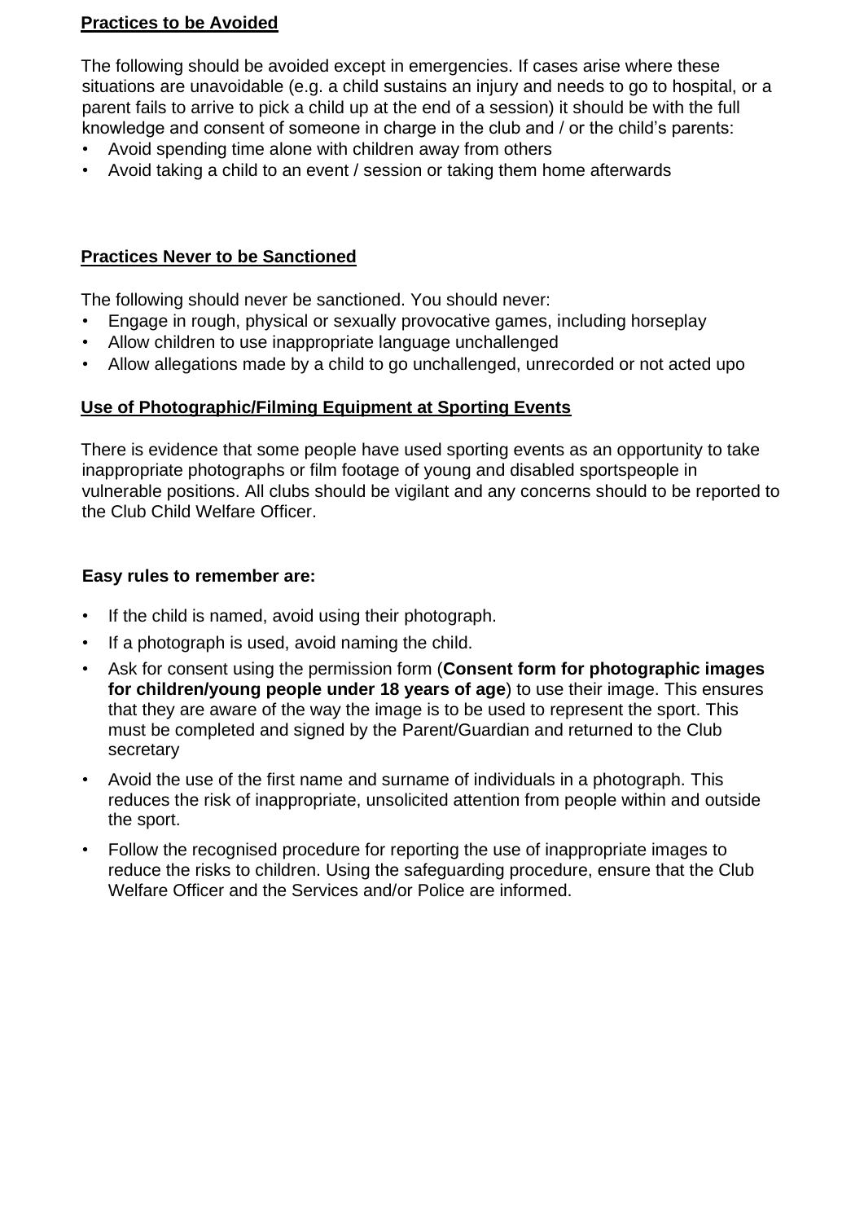## Practices to be Avoided

The following should be avoided except in emergencies. If cases arise where these situations are unavoidable (e.g. a child sustains an injury and needs to go to hospital, or a parent fails to arrive to pick a child up at the end of a session) it should be with the full knowledge and consent of someone in charge in the club and / or the child's parents:

- Avoid spending time alone with children away from others
- Avoid taking a child to an event / session or taking them home afterwards

## Practices Never to be Sanctioned

The following should never be sanctioned. You should never:

- Engage in rough, physical or sexually provocative games, including horseplay
- Allow children to use inappropriate language unchallenged
- Allow allegations made by a child to go unchallenged, unrecorded or not acted upo

## Use of Photographic/Filming Equipment at Sporting Events

There is evidence that some people have used sporting events as an opportunity to take inappropriate photographs or film footage of young and disabled sportspeople in vulnerable positions. All clubs should be vigilant and any concerns should to be reported to the Club Child Welfare Officer.

**Easy rules to remember are:**

- If the child is named, avoid using their photograph.
- If a photograph is used, avoid naming the child.
- Ask for consent using the permission form (**Consent form for photographic images for children/young people under 18 years of age**) to use their image. This ensures that they are aware of the way the image is to be used to represent the sport. This must be completed and signed by the Parent/Guardian and returned to the Club secretary
- Avoid the use of the first name and surname of individuals in a photograph. This reduces the risk of inappropriate, unsolicited attention from people within and outside the sport.
- Follow the recognised procedure for reporting the use of inappropriate images to reduce the risks to children. Using the safeguarding procedure, ensure that the Club Welfare Officer and the Services and/or Police are informed.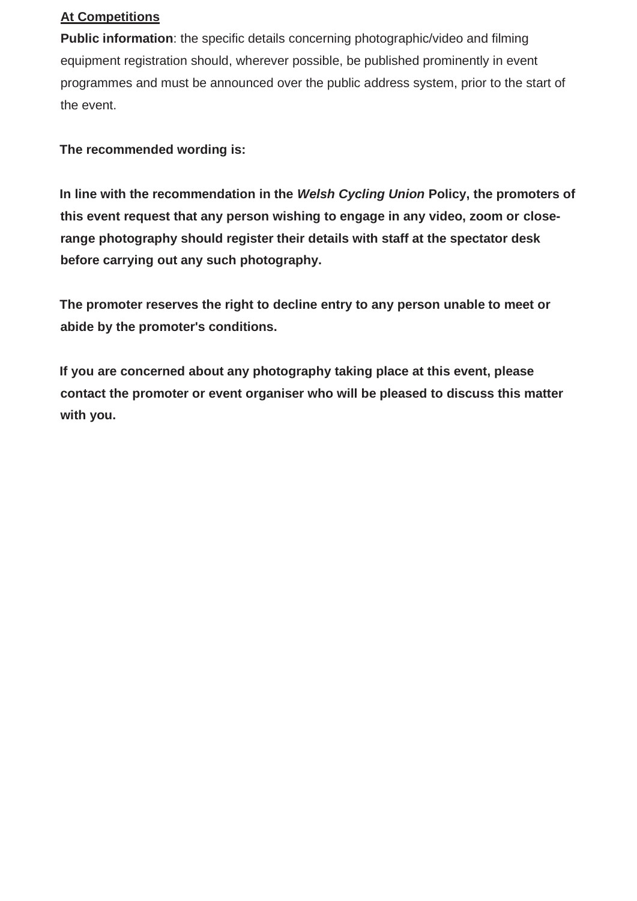**At Competitions**

**Public information**: the specific details concerning photographic/video and filming equipment registration should, wherever possible, be published prominently in event programmes and must be announced over the public address system, prior to the start of the event.

**The recommended wording is:**

**In line with the recommendation in the *Welsh Cycling Union* Policy, the promoters of this event request that any person wishing to engage in any video, zoom or close-range photography should register their details with staff at the spectator desk before carrying out any such photography.**

**The promoter reserves the right to decline entry to any person unable to meet or abide by the promoter's conditions.**

**If you are concerned about any photography taking place at this event, please contact the promoter or event organiser who will be pleased to discuss this matter with you.**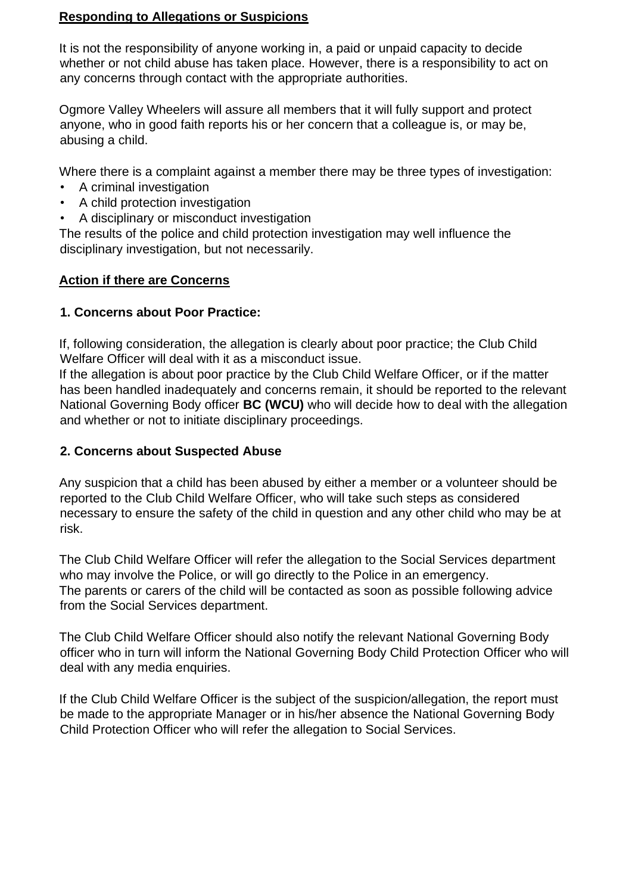**Responding to Allegations or Suspicions**

It is not the responsibility of anyone working in, a paid or unpaid capacity to decide whether or not child abuse has taken place. However, there is a responsibility to act on any concerns through contact with the appropriate authorities.

Ogmore Valley Wheelers will assure all members that it will fully support and protect anyone, who in good faith reports his or her concern that a colleague is, or may be, abusing a child.

Where there is a complaint against a member there may be three types of investigation:

- A criminal investigation
- A child protection investigation
- A disciplinary or misconduct investigation

The results of the police and child protection investigation may well influence the disciplinary investigation, but not necessarily.

**Action if there are Concerns**

**1. Concerns about Poor Practice:**

If, following consideration, the allegation is clearly about poor practice; the Club Child Welfare Officer will deal with it as a misconduct issue.
If the allegation is about poor practice by the Club Child Welfare Officer, or if the matter has been handled inadequately and concerns remain, it should be reported to the relevant National Governing Body officer **BC (WCU)** who will decide how to deal with the allegation and whether or not to initiate disciplinary proceedings.

**2. Concerns about Suspected Abuse**

Any suspicion that a child has been abused by either a member or a volunteer should be reported to the Club Child Welfare Officer, who will take such steps as considered necessary to ensure the safety of the child in question and any other child who may be at risk.

The Club Child Welfare Officer will refer the allegation to the Social Services department who may involve the Police, or will go directly to the Police in an emergency.
The parents or carers of the child will be contacted as soon as possible following advice from the Social Services department.

The Club Child Welfare Officer should also notify the relevant National Governing Body officer who in turn will inform the National Governing Body Child Protection Officer who will deal with any media enquiries.

If the Club Child Welfare Officer is the subject of the suspicion/allegation, the report must be made to the appropriate Manager or in his/her absence the National Governing Body Child Protection Officer who will refer the allegation to Social Services.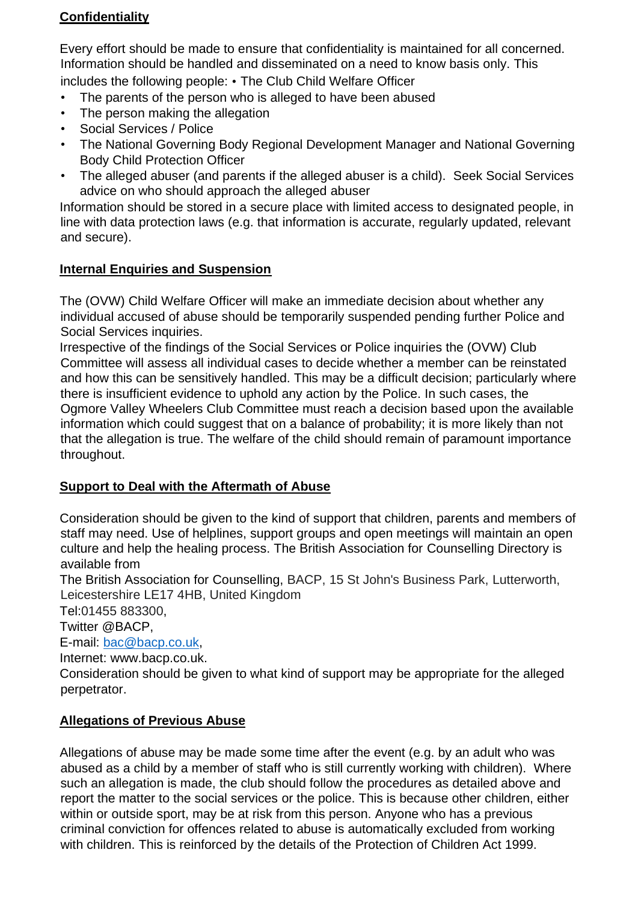**Confidentiality**

Every effort should be made to ensure that confidentiality is maintained for all concerned. Information should be handled and disseminated on a need to know basis only. This includes the following people: • The Club Child Welfare Officer

- The parents of the person who is alleged to have been abused
- The person making the allegation
- Social Services / Police
- The National Governing Body Regional Development Manager and National Governing Body Child Protection Officer
- The alleged abuser (and parents if the alleged abuser is a child). Seek Social Services advice on who should approach the alleged abuser

Information should be stored in a secure place with limited access to designated people, in line with data protection laws (e.g. that information is accurate, regularly updated, relevant and secure).

**Internal Enquiries and Suspension**

The (OVW) Child Welfare Officer will make an immediate decision about whether any individual accused of abuse should be temporarily suspended pending further Police and Social Services inquiries.

Irrespective of the findings of the Social Services or Police inquiries the (OVW) Club Committee will assess all individual cases to decide whether a member can be reinstated and how this can be sensitively handled. This may be a difficult decision; particularly where there is insufficient evidence to uphold any action by the Police. In such cases, the Ogmore Valley Wheelers Club Committee must reach a decision based upon the available information which could suggest that on a balance of probability; it is more likely than not that the allegation is true. The welfare of the child should remain of paramount importance throughout.

**Support to Deal with the Aftermath of Abuse**

Consideration should be given to the kind of support that children, parents and members of staff may need. Use of helplines, support groups and open meetings will maintain an open culture and help the healing process. The British Association for Counselling Directory is available from

The British Association for Counselling, BACP, 15 St John's Business Park, Lutterworth, Leicestershire LE17 4HB, United Kingdom

Tel:01455 883300,

Twitter @BACP,

E-mail: bac@bacp.co.uk,

Internet: www.bacp.co.uk.

Consideration should be given to what kind of support may be appropriate for the alleged perpetrator.

**Allegations of Previous Abuse**

Allegations of abuse may be made some time after the event (e.g. by an adult who was abused as a child by a member of staff who is still currently working with children). Where such an allegation is made, the club should follow the procedures as detailed above and report the matter to the social services or the police. This is because other children, either within or outside sport, may be at risk from this person. Anyone who has a previous criminal conviction for offences related to abuse is automatically excluded from working with children. This is reinforced by the details of the Protection of Children Act 1999.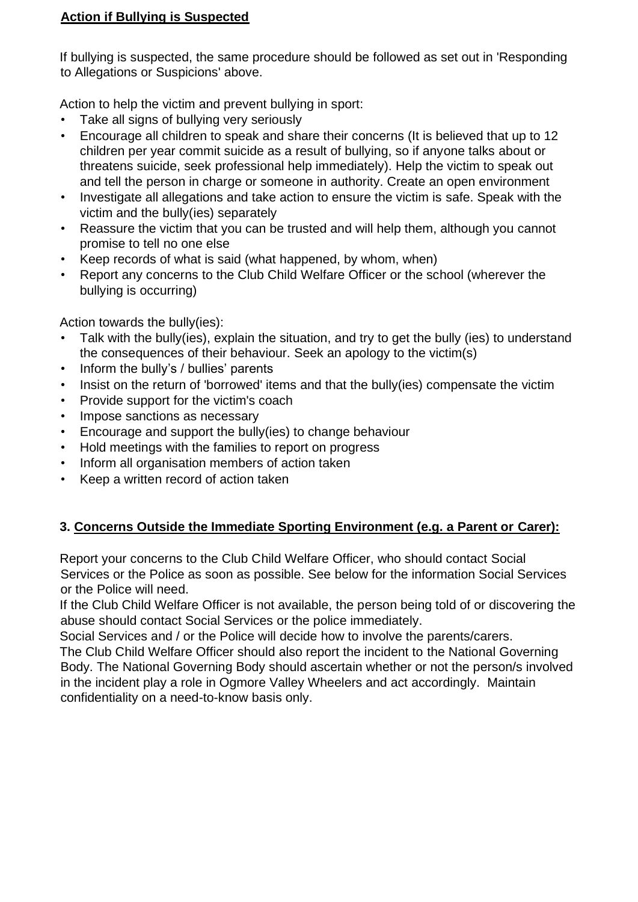### **Action if Bullying is Suspected**

If bullying is suspected, the same procedure should be followed as set out in 'Responding to Allegations or Suspicions' above.

Action to help the victim and prevent bullying in sport:

- Take all signs of bullying very seriously
- Encourage all children to speak and share their concerns (It is believed that up to 12 children per year commit suicide as a result of bullying, so if anyone talks about or threatens suicide, seek professional help immediately). Help the victim to speak out and tell the person in charge or someone in authority. Create an open environment
- Investigate all allegations and take action to ensure the victim is safe. Speak with the victim and the bully(ies) separately
- Reassure the victim that you can be trusted and will help them, although you cannot promise to tell no one else
- Keep records of what is said (what happened, by whom, when)
- Report any concerns to the Club Child Welfare Officer or the school (wherever the bullying is occurring)

Action towards the bully(ies):

- Talk with the bully(ies), explain the situation, and try to get the bully (ies) to understand the consequences of their behaviour. Seek an apology to the victim(s)
- Inform the bully's / bullies' parents
- Insist on the return of 'borrowed' items and that the bully(ies) compensate the victim
- Provide support for the victim's coach
- Impose sanctions as necessary
- Encourage and support the bully(ies) to change behaviour
- Hold meetings with the families to report on progress
- Inform all organisation members of action taken
- Keep a written record of action taken

### **3. Concerns Outside the Immediate Sporting Environment (e.g. a Parent or Carer):**

Report your concerns to the Club Child Welfare Officer, who should contact Social Services or the Police as soon as possible. See below for the information Social Services or the Police will need.

If the Club Child Welfare Officer is not available, the person being told of or discovering the abuse should contact Social Services or the police immediately.

Social Services and / or the Police will decide how to involve the parents/carers.

The Club Child Welfare Officer should also report the incident to the National Governing Body. The National Governing Body should ascertain whether or not the person/s involved in the incident play a role in Ogmore Valley Wheelers and act accordingly. Maintain confidentiality on a need-to-know basis only.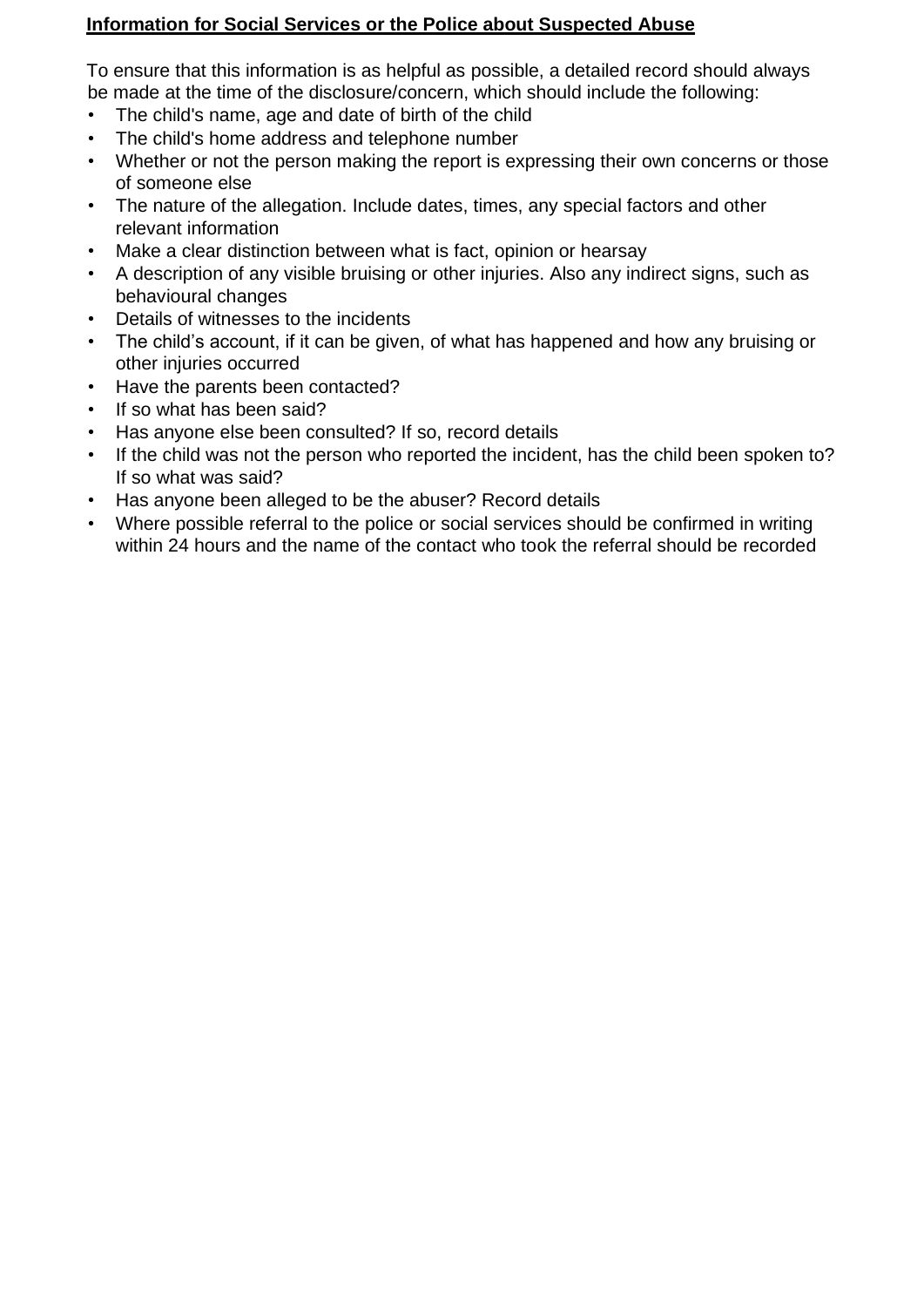## **Information for Social Services or the Police about Suspected Abuse**

To ensure that this information is as helpful as possible, a detailed record should always be made at the time of the disclosure/concern, which should include the following:

- The child's name, age and date of birth of the child
- The child's home address and telephone number
- Whether or not the person making the report is expressing their own concerns or those of someone else
- The nature of the allegation. Include dates, times, any special factors and other relevant information
- Make a clear distinction between what is fact, opinion or hearsay
- A description of any visible bruising or other injuries. Also any indirect signs, such as behavioural changes
- Details of witnesses to the incidents
- The child's account, if it can be given, of what has happened and how any bruising or other injuries occurred
- Have the parents been contacted?
- If so what has been said?
- Has anyone else been consulted? If so, record details
- If the child was not the person who reported the incident, has the child been spoken to? If so what was said?
- Has anyone been alleged to be the abuser? Record details
- Where possible referral to the police or social services should be confirmed in writing within 24 hours and the name of the contact who took the referral should be recorded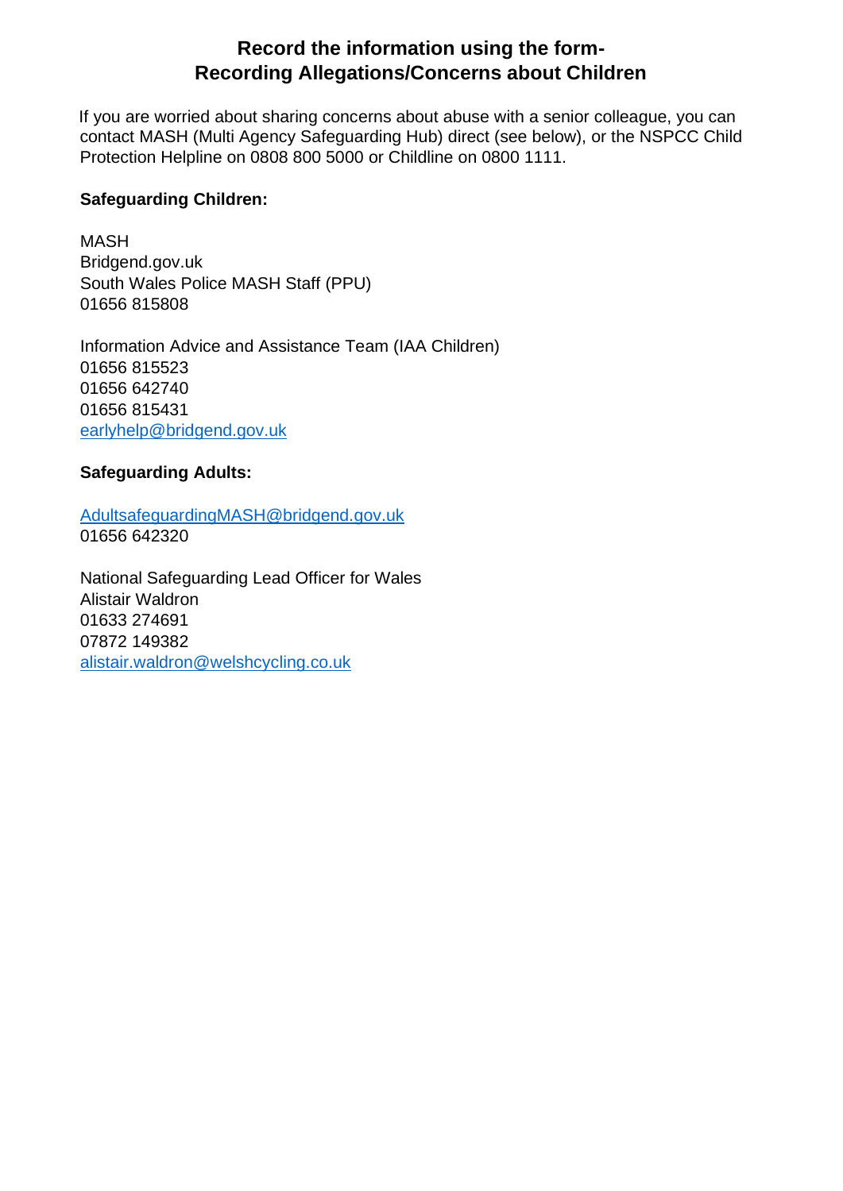# Record the information using the form-
# Recording Allegations/Concerns about Children

If you are worried about sharing concerns about abuse with a senior colleague, you can contact MASH (Multi Agency Safeguarding Hub) direct (see below), or the NSPCC Child Protection Helpline on 0808 800 5000 or Childline on 0800 1111.

**Safeguarding Children:**

MASH
Bridgend.gov.uk
South Wales Police MASH Staff (PPU)
01656 815808

Information Advice and Assistance Team (IAA Children)
01656 815523
01656 642740
01656 815431
earlyhelp@bridgend.gov.uk

**Safeguarding Adults:**

AdultsafeguardingMASH@bridgend.gov.uk
01656 642320

National Safeguarding Lead Officer for Wales
Alistair Waldron
01633 274691
07872 149382
alistair.waldron@welshcycling.co.uk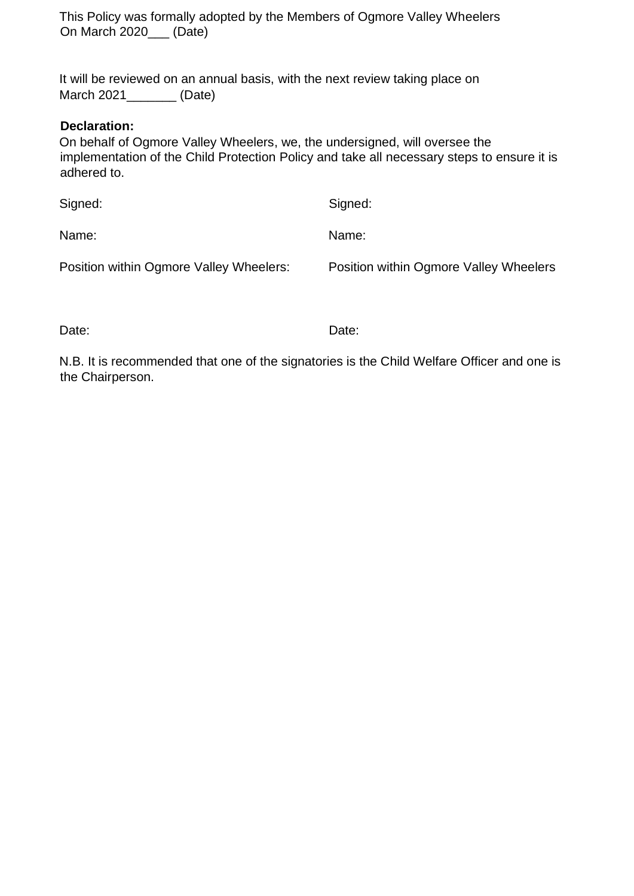This Policy was formally adopted by the Members of Ogmore Valley Wheelers
On March 2020___ (Date)

It will be reviewed on an annual basis, with the next review taking place on
March 2021_______ (Date)

**Declaration:**

On behalf of Ogmore Valley Wheelers, we, the undersigned, will oversee the implementation of the Child Protection Policy and take all necessary steps to ensure it is adhered to.

| | |
|---|---|
| Signed: | Signed: |
| Name: | Name: |
| Position within Ogmore Valley Wheelers: | Position within Ogmore Valley Wheelers |
| Date: | Date: |

N.B. It is recommended that one of the signatories is the Child Welfare Officer and one is the Chairperson.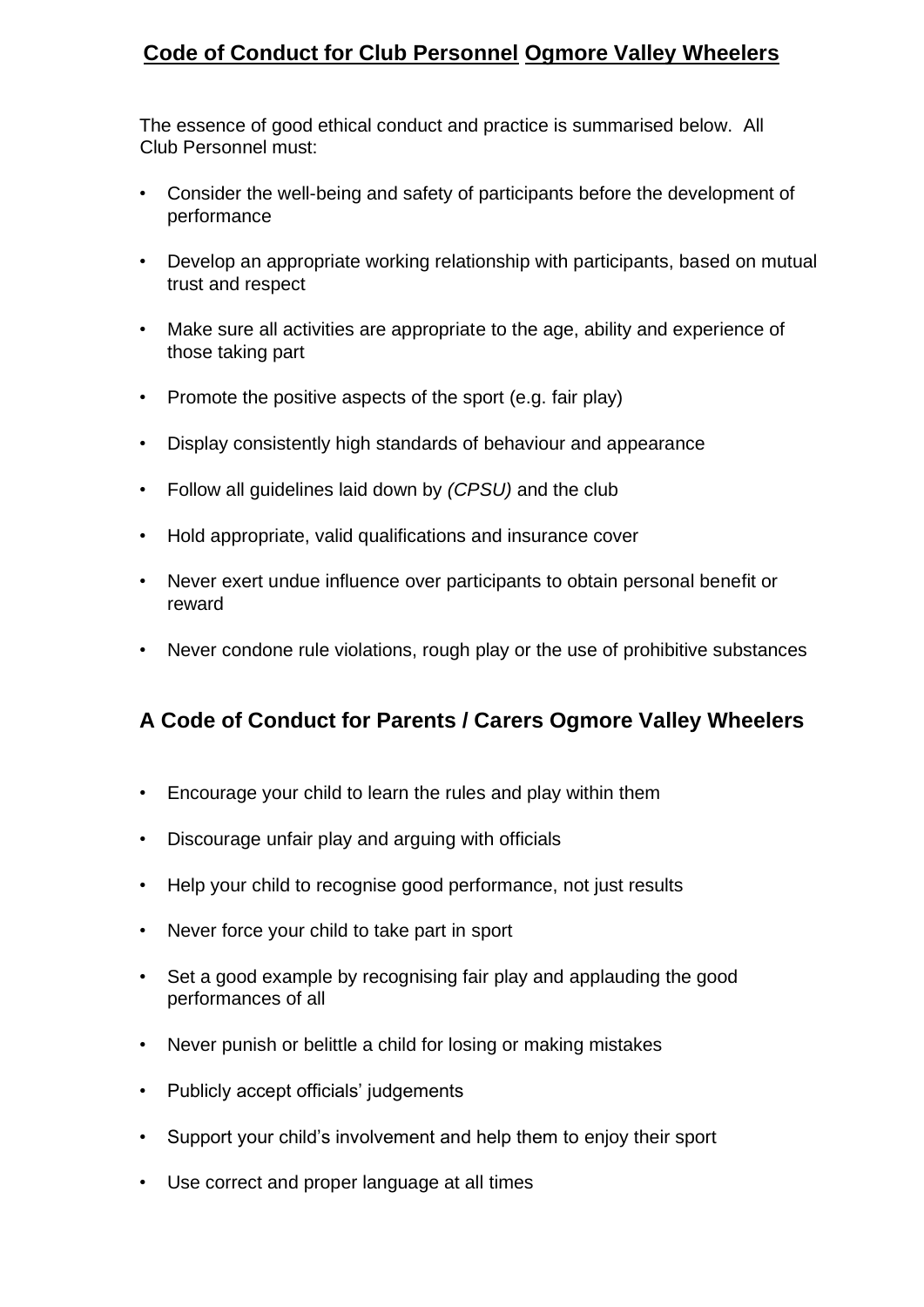## **Code of Conduct for Club Personnel Ogmore Valley Wheelers**

The essence of good ethical conduct and practice is summarised below. All Club Personnel must:

- Consider the well-being and safety of participants before the development of performance
- Develop an appropriate working relationship with participants, based on mutual trust and respect
- Make sure all activities are appropriate to the age, ability and experience of those taking part
- Promote the positive aspects of the sport (e.g. fair play)
- Display consistently high standards of behaviour and appearance
- Follow all guidelines laid down by *(CPSU)* and the club
- Hold appropriate, valid qualifications and insurance cover
- Never exert undue influence over participants to obtain personal benefit or reward
- Never condone rule violations, rough play or the use of prohibitive substances

## A Code of Conduct for Parents / Carers Ogmore Valley Wheelers

- Encourage your child to learn the rules and play within them
- Discourage unfair play and arguing with officials
- Help your child to recognise good performance, not just results
- Never force your child to take part in sport
- Set a good example by recognising fair play and applauding the good performances of all
- Never punish or belittle a child for losing or making mistakes
- Publicly accept officials' judgements
- Support your child's involvement and help them to enjoy their sport
- Use correct and proper language at all times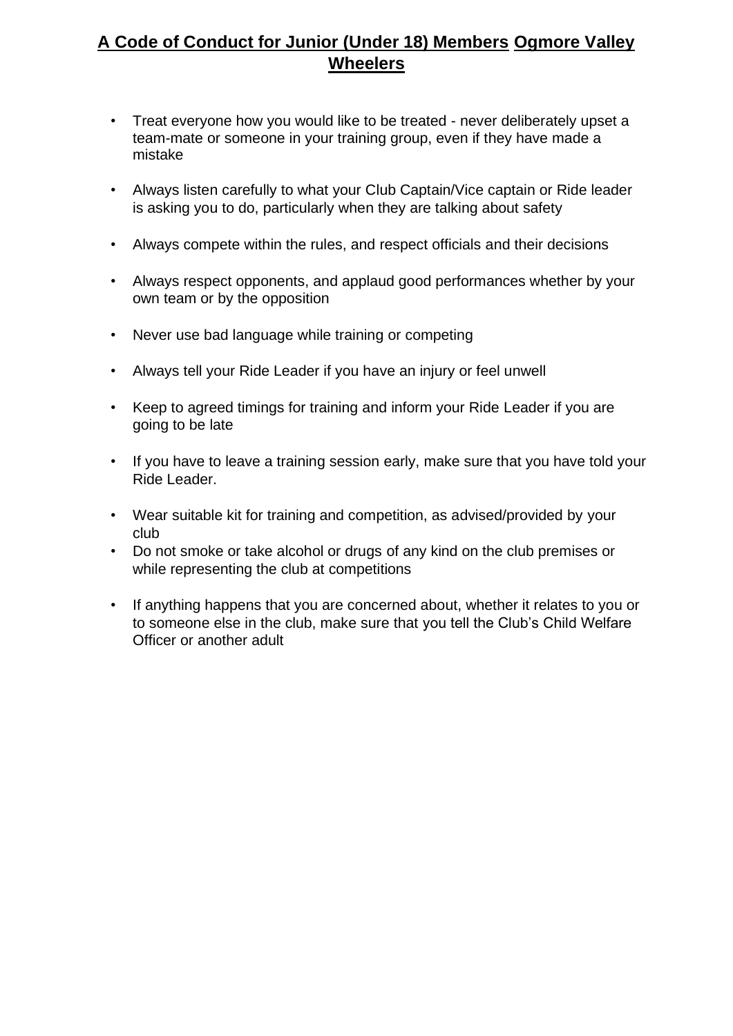## A Code of Conduct for Junior (Under 18) Members Ogmore Valley Wheelers

- Treat everyone how you would like to be treated - never deliberately upset a team-mate or someone in your training group, even if they have made a mistake
- Always listen carefully to what your Club Captain/Vice captain or Ride leader is asking you to do, particularly when they are talking about safety
- Always compete within the rules, and respect officials and their decisions
- Always respect opponents, and applaud good performances whether by your own team or by the opposition
- Never use bad language while training or competing
- Always tell your Ride Leader if you have an injury or feel unwell
- Keep to agreed timings for training and inform your Ride Leader if you are going to be late
- If you have to leave a training session early, make sure that you have told your Ride Leader.
- Wear suitable kit for training and competition, as advised/provided by your club
- Do not smoke or take alcohol or drugs of any kind on the club premises or while representing the club at competitions
- If anything happens that you are concerned about, whether it relates to you or to someone else in the club, make sure that you tell the Club's Child Welfare Officer or another adult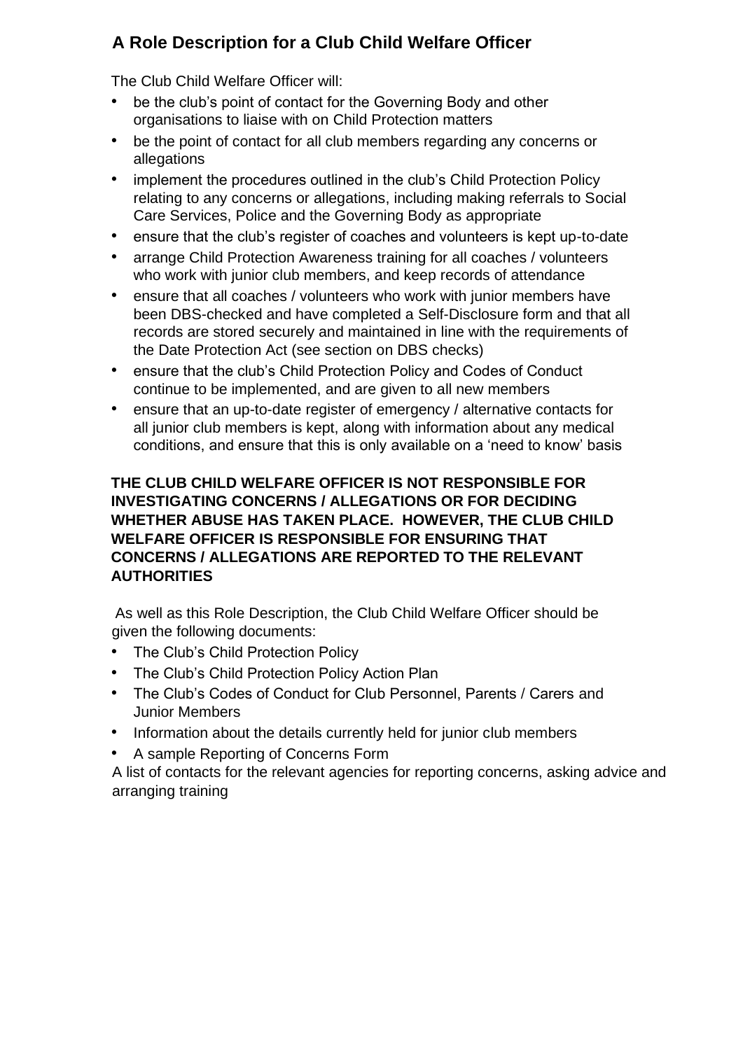# A Role Description for a Club Child Welfare Officer

The Club Child Welfare Officer will:

- be the club's point of contact for the Governing Body and other organisations to liaise with on Child Protection matters
- be the point of contact for all club members regarding any concerns or allegations
- implement the procedures outlined in the club's Child Protection Policy relating to any concerns or allegations, including making referrals to Social Care Services, Police and the Governing Body as appropriate
- ensure that the club's register of coaches and volunteers is kept up-to-date
- arrange Child Protection Awareness training for all coaches / volunteers who work with junior club members, and keep records of attendance
- ensure that all coaches / volunteers who work with junior members have been DBS-checked and have completed a Self-Disclosure form and that all records are stored securely and maintained in line with the requirements of the Date Protection Act (see section on DBS checks)
- ensure that the club's Child Protection Policy and Codes of Conduct continue to be implemented, and are given to all new members
- ensure that an up-to-date register of emergency / alternative contacts for all junior club members is kept, along with information about any medical conditions, and ensure that this is only available on a 'need to know' basis

**THE CLUB CHILD WELFARE OFFICER IS NOT RESPONSIBLE FOR INVESTIGATING CONCERNS / ALLEGATIONS OR FOR DECIDING WHETHER ABUSE HAS TAKEN PLACE. HOWEVER, THE CLUB CHILD WELFARE OFFICER IS RESPONSIBLE FOR ENSURING THAT CONCERNS / ALLEGATIONS ARE REPORTED TO THE RELEVANT AUTHORITIES**

As well as this Role Description, the Club Child Welfare Officer should be given the following documents:

- The Club's Child Protection Policy
- The Club's Child Protection Policy Action Plan
- The Club's Codes of Conduct for Club Personnel, Parents / Carers and Junior Members
- Information about the details currently held for junior club members
- A sample Reporting of Concerns Form

A list of contacts for the relevant agencies for reporting concerns, asking advice and arranging training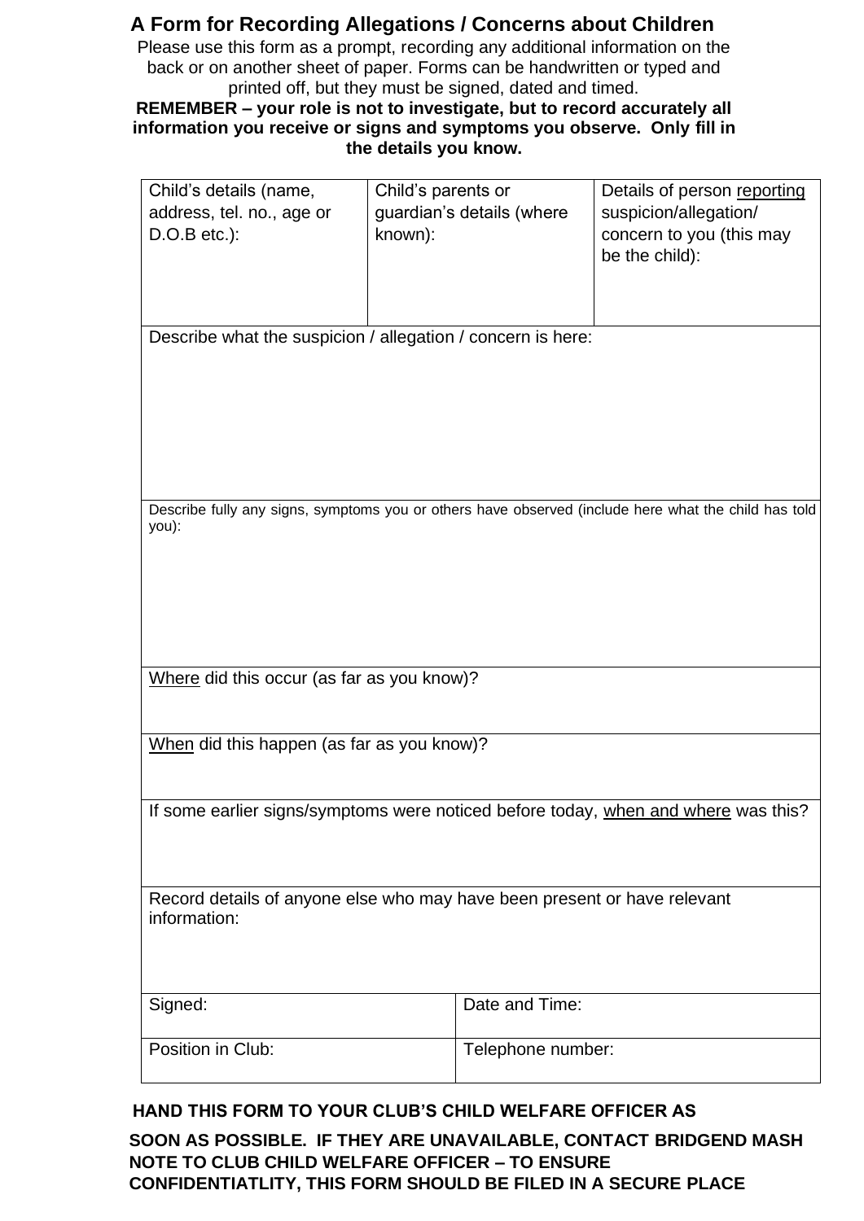# A Form for Recording Allegations / Concerns about Children

Please use this form as a prompt, recording any additional information on the back or on another sheet of paper. Forms can be handwritten or typed and printed off, but they must be signed, dated and timed.

**REMEMBER – your role is not to investigate, but to record accurately all information you receive or signs and symptoms you observe. Only fill in the details you know.**

| Child's details (name, address, tel. no., age or D.O.B etc.): | Child's parents or guardian's details (where known): | Details of person reporting suspicion/allegation/ concern to you (this may be the child): |
|---|---|---|
| | | |

| |
|---|
| Describe what the suspicion / allegation / concern is here: |
| Describe fully any signs, symptoms you or others have observed (include here what the child has told you): |
| Where did this occur (as far as you know)? |
| When did this happen (as far as you know)? |
| If some earlier signs/symptoms were noticed before today, when and where was this? |
| Record details of anyone else who may have been present or have relevant information: |

| | |
|---|---|
| Signed: | Date and Time: |
| Position in Club: | Telephone number: |

**HAND THIS FORM TO YOUR CLUB'S CHILD WELFARE OFFICER AS SOON AS POSSIBLE. IF THEY ARE UNAVAILABLE, CONTACT BRIDGEND MASH**

**NOTE TO CLUB CHILD WELFARE OFFICER – TO ENSURE CONFIDENTIATLITY, THIS FORM SHOULD BE FILED IN A SECURE PLACE**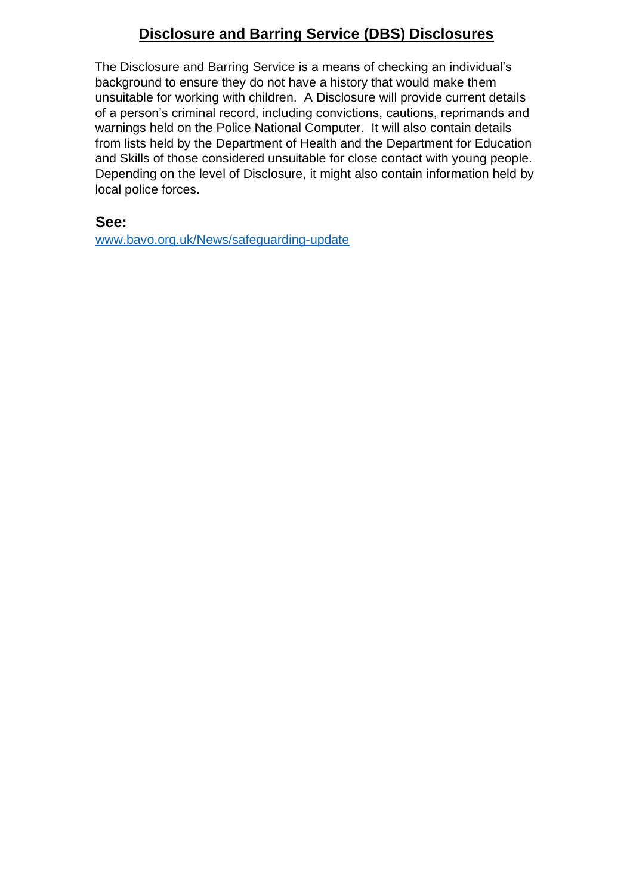## Disclosure and Barring Service (DBS) Disclosures

The Disclosure and Barring Service is a means of checking an individual's background to ensure they do not have a history that would make them unsuitable for working with children. A Disclosure will provide current details of a person's criminal record, including convictions, cautions, reprimands and warnings held on the Police National Computer. It will also contain details from lists held by the Department of Health and the Department for Education and Skills of those considered unsuitable for close contact with young people. Depending on the level of Disclosure, it might also contain information held by local police forces.

**See:**

[www.bavo.org.uk/News/safeguarding-update](http://www.bavo.org.uk/News/safeguarding-update)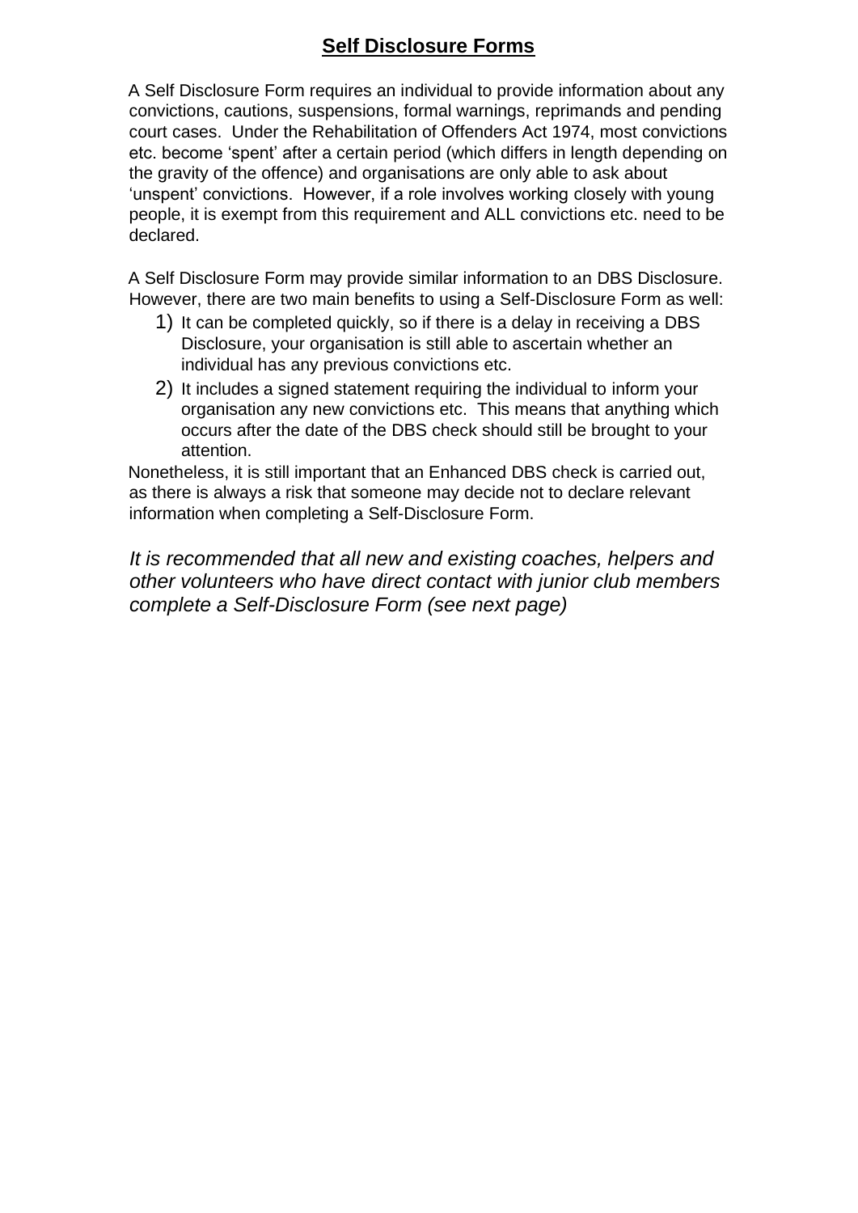# **Self Disclosure Forms**

A Self Disclosure Form requires an individual to provide information about any convictions, cautions, suspensions, formal warnings, reprimands and pending court cases. Under the Rehabilitation of Offenders Act 1974, most convictions etc. become 'spent' after a certain period (which differs in length depending on the gravity of the offence) and organisations are only able to ask about 'unspent' convictions. However, if a role involves working closely with young people, it is exempt from this requirement and ALL convictions etc. need to be declared.

A Self Disclosure Form may provide similar information to an DBS Disclosure. However, there are two main benefits to using a Self-Disclosure Form as well:

1) It can be completed quickly, so if there is a delay in receiving a DBS Disclosure, your organisation is still able to ascertain whether an individual has any previous convictions etc.
2) It includes a signed statement requiring the individual to inform your organisation any new convictions etc. This means that anything which occurs after the date of the DBS check should still be brought to your attention.

Nonetheless, it is still important that an Enhanced DBS check is carried out, as there is always a risk that someone may decide not to declare relevant information when completing a Self-Disclosure Form.

*It is recommended that all new and existing coaches, helpers and other volunteers who have direct contact with junior club members complete a Self-Disclosure Form (see next page)*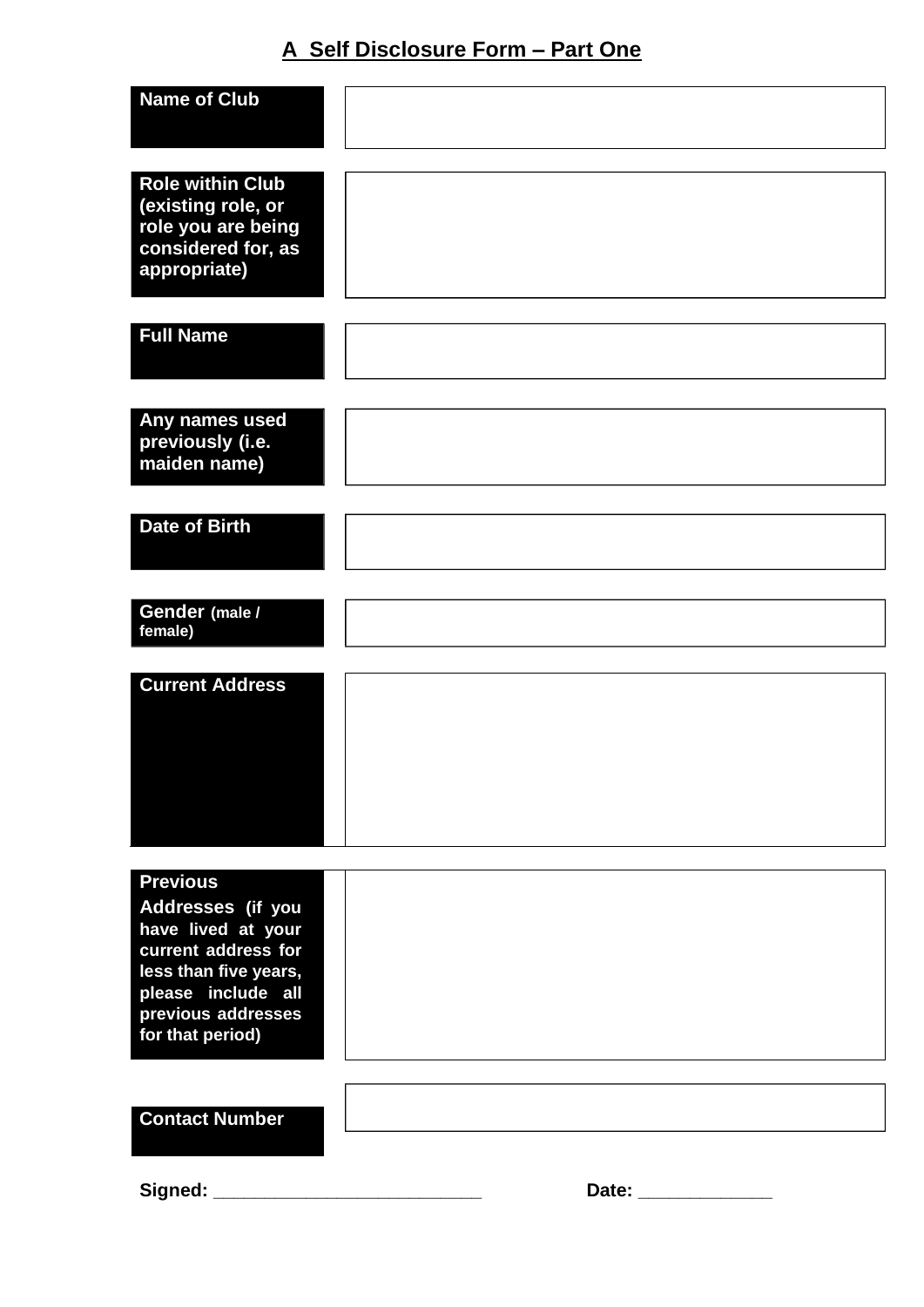## A Self Disclosure Form – Part One

| | |
|---|---|
| **Name of Club** | |
| **Role within Club (existing role, or role you are being considered for, as appropriate)** | |
| **Full Name** | |
| **Any names used previously (i.e. maiden name)** | |
| **Date of Birth** | |
| **Gender (male / female)** | |
| **Current Address** | |
| **Previous Addresses (if you have lived at your current address for less than five years, please include all previous addresses for that period)** | |
| **Contact Number** | |

**Signed:** ___________________________ **Date:** _____________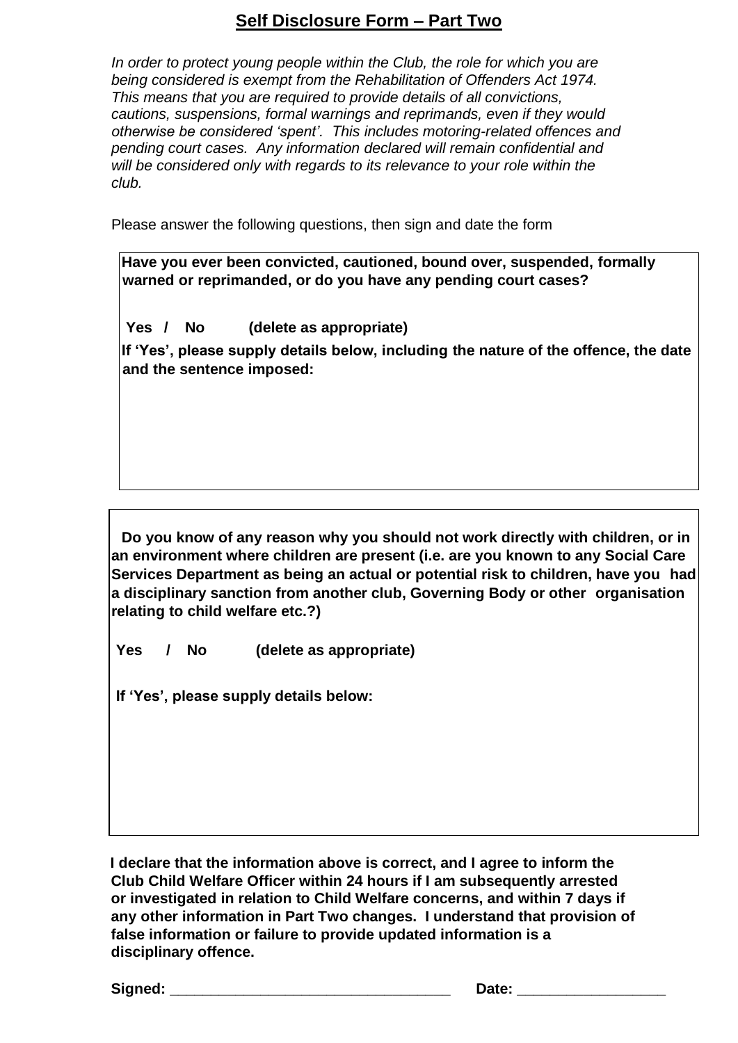## Self Disclosure Form – Part Two

*In order to protect young people within the Club, the role for which you are being considered is exempt from the Rehabilitation of Offenders Act 1974. This means that you are required to provide details of all convictions, cautions, suspensions, formal warnings and reprimands, even if they would otherwise be considered 'spent'. This includes motoring-related offences and pending court cases. Any information declared will remain confidential and will be considered only with regards to its relevance to your role within the club.*

Please answer the following questions, then sign and date the form

**Have you ever been convicted, cautioned, bound over, suspended, formally warned or reprimanded, or do you have any pending court cases?**

**Yes / No (delete as appropriate)**

**If 'Yes', please supply details below, including the nature of the offence, the date and the sentence imposed:**

**Do you know of any reason why you should not work directly with children, or in an environment where children are present (i.e. are you known to any Social Care Services Department as being an actual or potential risk to children, have you had a disciplinary sanction from another club, Governing Body or other organisation relating to child welfare etc.?)**

**Yes / No (delete as appropriate)**

**If 'Yes', please supply details below:**

**I declare that the information above is correct, and I agree to inform the Club Child Welfare Officer within 24 hours if I am subsequently arrested or investigated in relation to Child Welfare concerns, and within 7 days if any other information in Part Two changes. I understand that provision of false information or failure to provide updated information is a disciplinary offence.**

**Signed:** ___________________________________ **Date:** __________________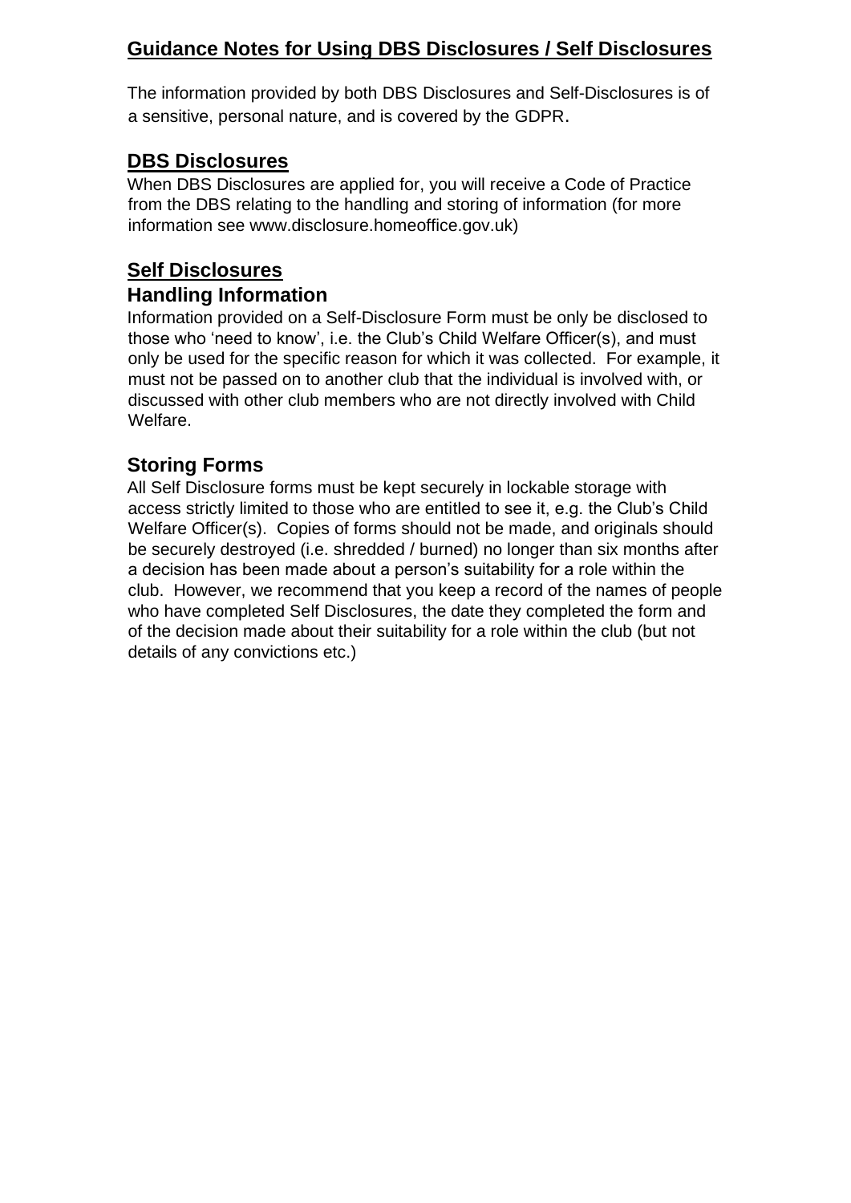# Guidance Notes for Using DBS Disclosures / Self Disclosures

The information provided by both DBS Disclosures and Self-Disclosures is of a sensitive, personal nature, and is covered by the GDPR.

## DBS Disclosures

When DBS Disclosures are applied for, you will receive a Code of Practice from the DBS relating to the handling and storing of information (for more information see www.disclosure.homeoffice.gov.uk)

## Self Disclosures

### Handling Information

Information provided on a Self-Disclosure Form must be only be disclosed to those who 'need to know', i.e. the Club's Child Welfare Officer(s), and must only be used for the specific reason for which it was collected. For example, it must not be passed on to another club that the individual is involved with, or discussed with other club members who are not directly involved with Child Welfare.

### Storing Forms

All Self Disclosure forms must be kept securely in lockable storage with access strictly limited to those who are entitled to see it, e.g. the Club's Child Welfare Officer(s). Copies of forms should not be made, and originals should be securely destroyed (i.e. shredded / burned) no longer than six months after a decision has been made about a person's suitability for a role within the club. However, we recommend that you keep a record of the names of people who have completed Self Disclosures, the date they completed the form and of the decision made about their suitability for a role within the club (but not details of any convictions etc.)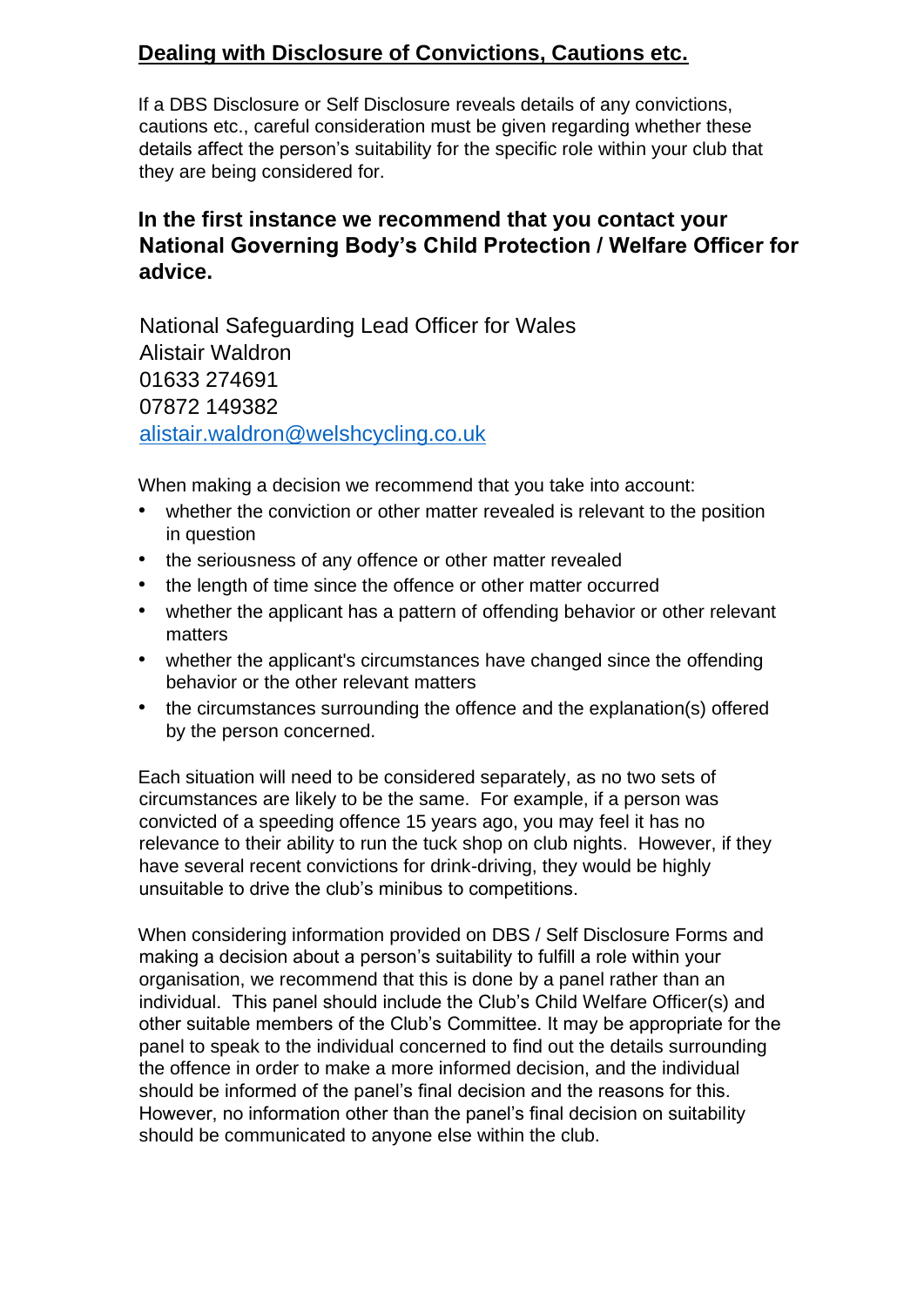## Dealing with Disclosure of Convictions, Cautions etc.

If a DBS Disclosure or Self Disclosure reveals details of any convictions, cautions etc., careful consideration must be given regarding whether these details affect the person's suitability for the specific role within your club that they are being considered for.

**In the first instance we recommend that you contact your National Governing Body's Child Protection / Welfare Officer for advice.**

National Safeguarding Lead Officer for Wales
Alistair Waldron
01633 274691
07872 149382
[alistair.waldron@welshcycling.co.uk](mailto:alistair.waldron@welshcycling.co.uk)

When making a decision we recommend that you take into account:

- whether the conviction or other matter revealed is relevant to the position in question
- the seriousness of any offence or other matter revealed
- the length of time since the offence or other matter occurred
- whether the applicant has a pattern of offending behavior or other relevant matters
- whether the applicant's circumstances have changed since the offending behavior or the other relevant matters
- the circumstances surrounding the offence and the explanation(s) offered by the person concerned.

Each situation will need to be considered separately, as no two sets of circumstances are likely to be the same. For example, if a person was convicted of a speeding offence 15 years ago, you may feel it has no relevance to their ability to run the tuck shop on club nights. However, if they have several recent convictions for drink-driving, they would be highly unsuitable to drive the club's minibus to competitions.

When considering information provided on DBS / Self Disclosure Forms and making a decision about a person's suitability to fulfill a role within your organisation, we recommend that this is done by a panel rather than an individual. This panel should include the Club's Child Welfare Officer(s) and other suitable members of the Club's Committee. It may be appropriate for the panel to speak to the individual concerned to find out the details surrounding the offence in order to make a more informed decision, and the individual should be informed of the panel's final decision and the reasons for this. However, no information other than the panel's final decision on suitability should be communicated to anyone else within the club.